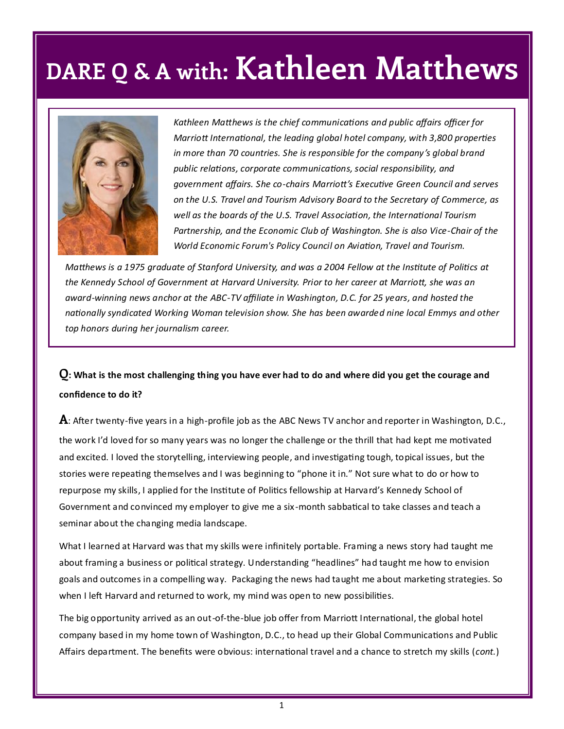# DARE Q & A with: Kathleen Matthews

*Kathleen Matthews is the chief communications and public affairs officer for Marriott International, the leading global hotel company, with 3,800 properties in more than 70 countries. She is responsible for the company's global brand public relations, corporate communications, social responsibility, and government affairs. She co-chairs Marriott's Executive Green Council and serves on the U.S. Travel and Tourism Advisory Board to the Secretary of Commerce, as well as the boards of the U.S. Travel Association, the International Tourism Partnership, and the Economic Club of Washington. She is also Vice-Chair of the World Economic Forum's Policy Council on Aviation, Travel and Tourism.*

*Matthews is a 1975 graduate of Stanford University, and was a 2004 Fellow at the Institute of Politics at the Kennedy School of Government at Harvard University. Prior to her career at Marriott, she was an award-winning news anchor at the ABC-TV affiliate in Washington, D.C. for 25 years, and hosted the nationally syndicated Working Woman television show. She has been awarded nine local Emmys and other top honors during her journalism career.*

**Q: What is the most challenging thing you have ever had to do and where did you get the courage and confidence to do it?**

**A**: After twenty-five years in a high-profile job as the ABC News TV anchor and reporter in Washington, D.C., the work I'd loved for so many years was no longer the challenge or the thrill that had kept me motivated and excited. I loved the storytelling, interviewing people, and investigating tough, topical issues, but the stories were repeating themselves and I was beginning to "phone it in." Not sure what to do or how to repurpose my skills, I applied for the Institute of Politics fellowship at Harvard's Kennedy School of Government and convinced my employer to give me a six-month sabbatical to take classes and teach a seminar about the changing media landscape.

What I learned at Harvard was that my skills were infinitely portable. Framing a news story had taught me about framing a business or political strategy. Understanding "headlines" had taught me how to envision goals and outcomes in a compelling way. Packaging the news had taught me about marketing strategies. So when I left Harvard and returned to work, my mind was open to new possibilities.

The big opportunity arrived as an out-of-the-blue job offer from Marriott International, the global hotel company based in my home town of Washington, D.C., to head up their Global Communications and Public Affairs department. The benefits were obvious: international travel and a chance to stretch my skills (*cont.*)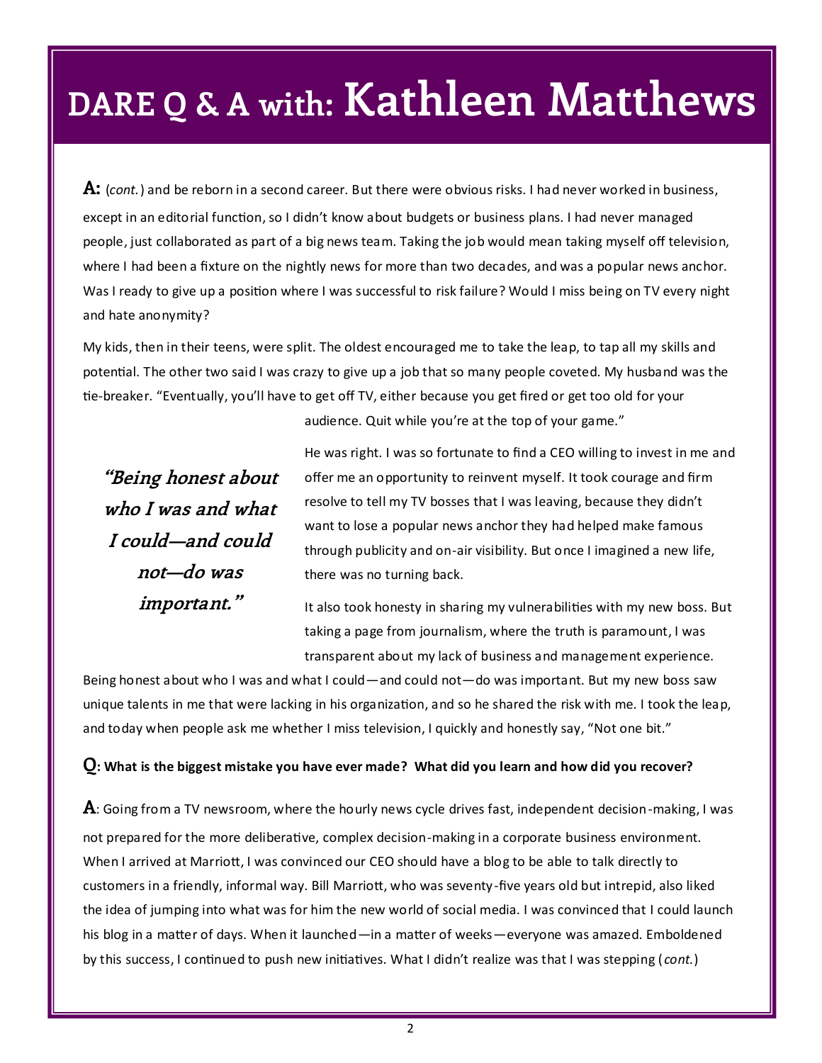# DARE Q & A with: Kathleen Matthews

**A:** (*cont.*) and be reborn in a second career. But there were obvious risks. I had never worked in business, except in an editorial function, so I didn't know about budgets or business plans. I had never managed people, just collaborated as part of a big news team. Taking the job would mean taking myself off television, where I had been a fixture on the nightly news for more than two decades, and was a popular news anchor. Was I ready to give up a position where I was successful to risk failure? Would I miss being on TV every night and hate anonymity?

My kids, then in their teens, were split. The oldest encouraged me to take the leap, to tap all my skills and potential. The other two said I was crazy to give up a job that so many people coveted. My husband was the tie-breaker. "Eventually, you'll have to get off TV, either because you get fired or get too old for your audience. Quit while you're at the top of your game."

> ***"Being honest about who I was and what I could—and could not—do was important."***

He was right. I was so fortunate to find a CEO willing to invest in me and offer me an opportunity to reinvent myself. It took courage and firm resolve to tell my TV bosses that I was leaving, because they didn't want to lose a popular news anchor they had helped make famous through publicity and on-air visibility. But once I imagined a new life, there was no turning back.

It also took honesty in sharing my vulnerabilities with my new boss. But taking a page from journalism, where the truth is paramount, I was transparent about my lack of business and management experience. Being honest about who I was and what I could—and could not—do was important. But my new boss saw unique talents in me that were lacking in his organization, and so he shared the risk with me. I took the leap, and today when people ask me whether I miss television, I quickly and honestly say, "Not one bit."

**Q: What is the biggest mistake you have ever made? What did you learn and how did you recover?**

**A**: Going from a TV newsroom, where the hourly news cycle drives fast, independent decision-making, I was not prepared for the more deliberative, complex decision-making in a corporate business environment. When I arrived at Marriott, I was convinced our CEO should have a blog to be able to talk directly to customers in a friendly, informal way. Bill Marriott, who was seventy-five years old but intrepid, also liked the idea of jumping into what was for him the new world of social media. I was convinced that I could launch his blog in a matter of days. When it launched—in a matter of weeks—everyone was amazed. Emboldened by this success, I continued to push new initiatives. What I didn't realize was that I was stepping (*cont.*)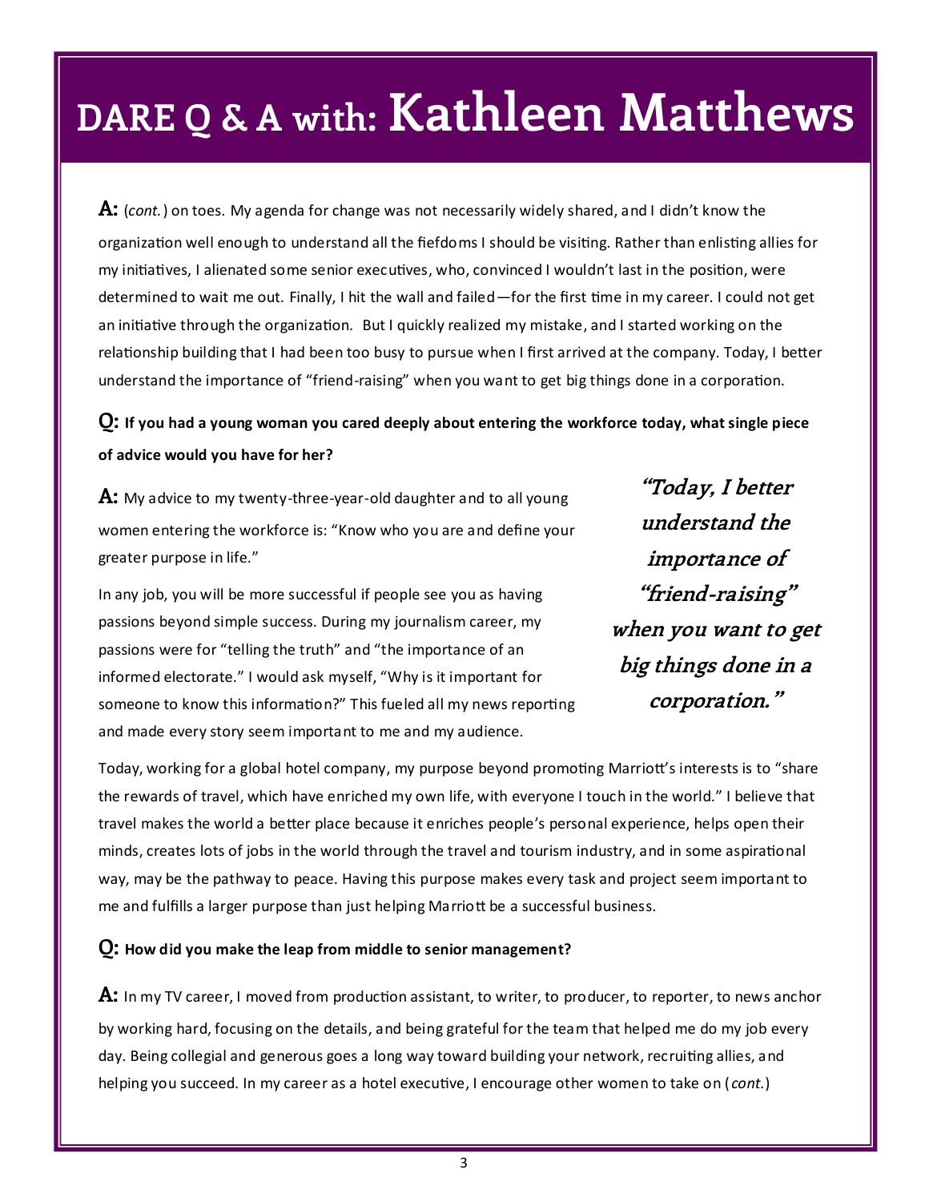# DARE Q & A with: Kathleen Matthews

**A:** (*cont.*) on toes. My agenda for change was not necessarily widely shared, and I didn't know the organization well enough to understand all the fiefdoms I should be visiting. Rather than enlisting allies for my initiatives, I alienated some senior executives, who, convinced I wouldn't last in the position, were determined to wait me out. Finally, I hit the wall and failed—for the first time in my career. I could not get an initiative through the organization. But I quickly realized my mistake, and I started working on the relationship building that I had been too busy to pursue when I first arrived at the company. Today, I better understand the importance of "friend-raising" when you want to get big things done in a corporation.

**Q: If you had a young woman you cared deeply about entering the workforce today, what single piece of advice would you have for her?**

**A:** My advice to my twenty-three-year-old daughter and to all young women entering the workforce is: "Know who you are and define your greater purpose in life."

In any job, you will be more successful if people see you as having passions beyond simple success. During my journalism career, my passions were for "telling the truth" and "the importance of an informed electorate." I would ask myself, "Why is it important for someone to know this information?" This fueled all my news reporting and made every story seem important to me and my audience.

> ***"Today, I better understand the importance of "friend-raising" when you want to get big things done in a corporation."***

Today, working for a global hotel company, my purpose beyond promoting Marriott's interests is to "share the rewards of travel, which have enriched my own life, with everyone I touch in the world." I believe that travel makes the world a better place because it enriches people's personal experience, helps open their minds, creates lots of jobs in the world through the travel and tourism industry, and in some aspirational way, may be the pathway to peace. Having this purpose makes every task and project seem important to me and fulfills a larger purpose than just helping Marriott be a successful business.

**Q: How did you make the leap from middle to senior management?**

**A:** In my TV career, I moved from production assistant, to writer, to producer, to reporter, to news anchor by working hard, focusing on the details, and being grateful for the team that helped me do my job every day. Being collegial and generous goes a long way toward building your network, recruiting allies, and helping you succeed. In my career as a hotel executive, I encourage other women to take on (*cont.*)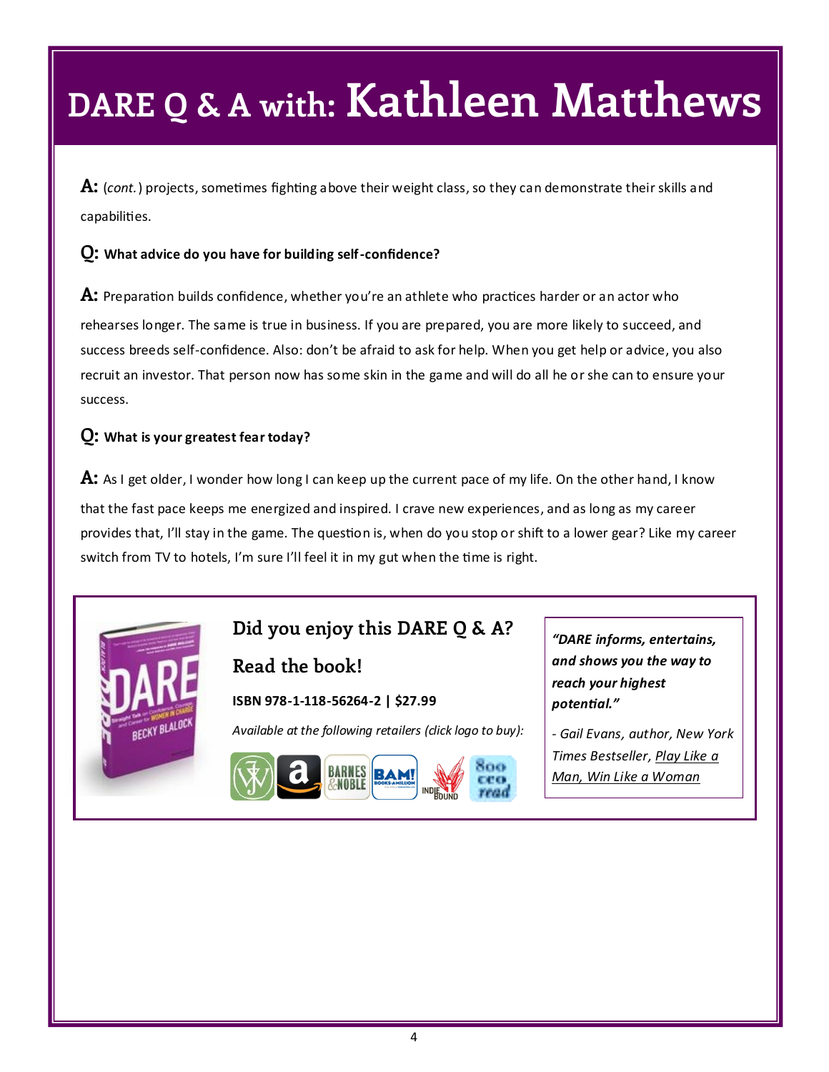# DARE Q & A with: Kathleen Matthews

**A:** (*cont.*) projects, sometimes fighting above their weight class, so they can demonstrate their skills and capabilities.

**Q: What advice do you have for building self-confidence?**

**A:** Preparation builds confidence, whether you're an athlete who practices harder or an actor who rehearses longer. The same is true in business. If you are prepared, you are more likely to succeed, and success breeds self-confidence. Also: don't be afraid to ask for help. When you get help or advice, you also recruit an investor. That person now has some skin in the game and will do all he or she can to ensure your success.

**Q: What is your greatest fear today?**

**A:** As I get older, I wonder how long I can keep up the current pace of my life. On the other hand, I know that the fast pace keeps me energized and inspired. I crave new experiences, and as long as my career provides that, I'll stay in the game. The question is, when do you stop or shift to a lower gear? Like my career switch from TV to hotels, I'm sure I'll feel it in my gut when the time is right.

## Did you enjoy this DARE Q & A?

## Read the book!

**ISBN 978-1-118-56264-2 | $27.99**

*Available at the following retailers (click logo to buy):*

***"DARE informs, entertains, and shows you the way to reach your highest potential."***

*- Gail Evans, author, New York Times Bestseller, Play Like a Man, Win Like a Woman*